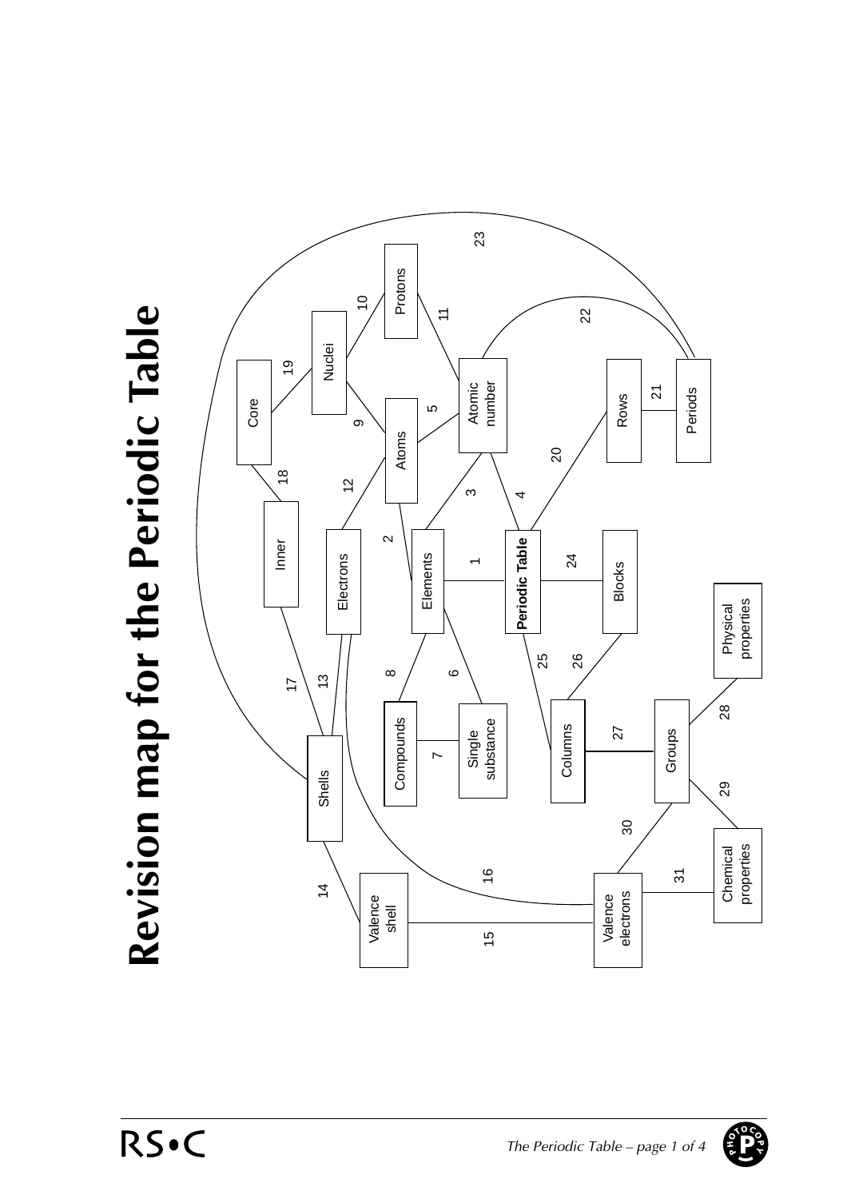# Revision map for the Periodic Table

| Link | Concept | Concept |
|---|---|---|
| 1 | Elements | Periodic Table |
| 2 | Atoms | Elements |
| 3 | Elements | Atomic number |
| 4 | Atomic number | Periodic Table |
| 5 | Atoms | Atomic number |
| 6 | Elements | Single substance |
| 7 | Compounds | Single substance |
| 8 | Elements | Compounds |
| 9 | Nuclei | Atoms |
| 10 | Nuclei | Protons |
| 11 | Protons | Atomic number |
| 12 | Electrons | Atoms |
| 13 | Electrons | Shells |
| 14 | Shells | Valence shell |
| 15 | Valence shell | Valence electrons |
| 16 | Electrons | Valence electrons |
| 17 | Inner | Shells |
| 18 | Inner | Core |
| 19 | Core | Nuclei |
| 20 | Periodic Table | Rows |
| 21 | Rows | Periods |
| 22 | Atomic number | Periods |
| 23 | Shells | Periods |
| 24 | Periodic Table | Blocks |
| 25 | Periodic Table | Columns |
| 26 | Blocks | Columns |
| 27 | Columns | Groups |
| 28 | Groups | Physical properties |
| 29 | Groups | Chemical properties |
| 30 | Groups | Valence electrons |
| 31 | Valence electrons | Chemical properties |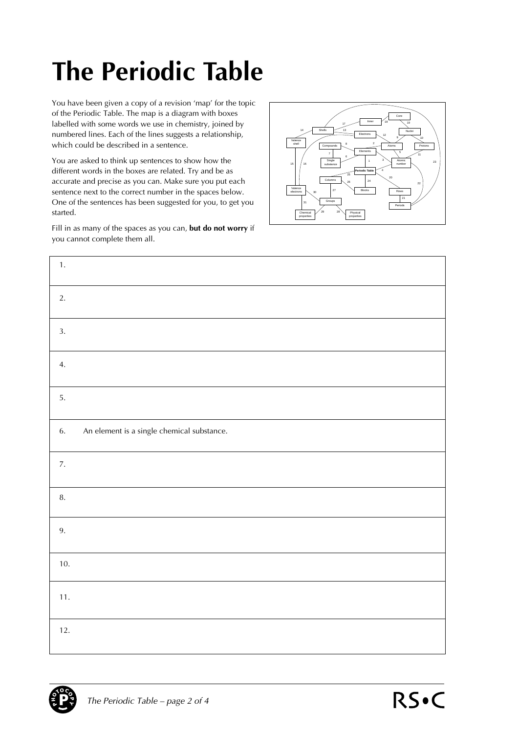# The Periodic Table

You have been given a copy of a revision 'map' for the topic of the Periodic Table. The map is a diagram with boxes labelled with some words we use in chemistry, joined by numbered lines. Each of the lines suggests a relationship, which could be described in a sentence.

You are asked to think up sentences to show how the different words in the boxes are related. Try and be as accurate and precise as you can. Make sure you put each sentence next to the correct number in the spaces below. One of the sentences has been suggested for you, to get you started.

Fill in as many of the spaces as you can, **but do not worry** if you cannot complete them all.

|  |
|---|
| 1. |
| 2. |
| 3. |
| 4. |
| 5. |
| 6. An element is a single chemical substance. |
| 7. |
| 8. |
| 9. |
| 10. |
| 11. |
| 12. |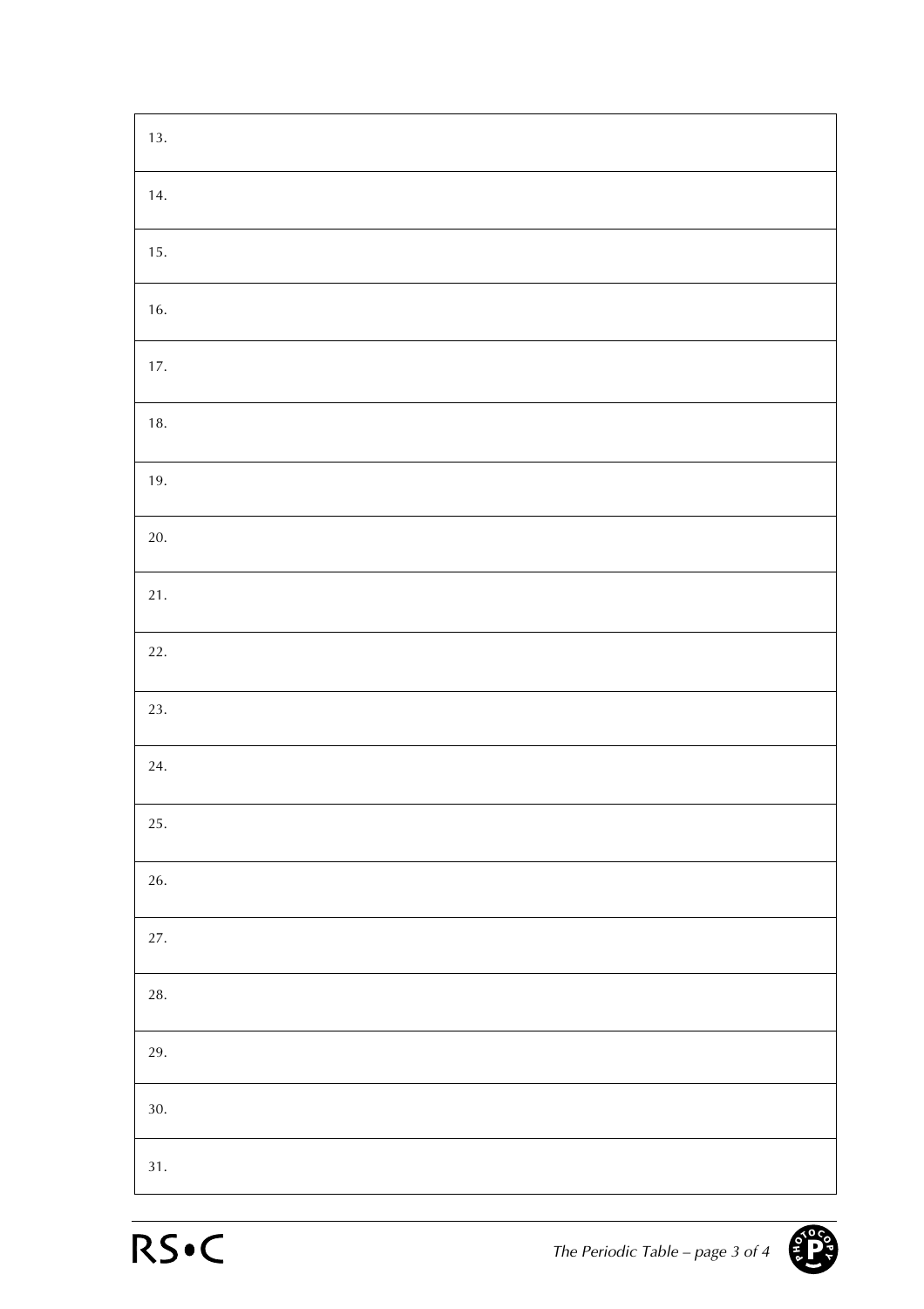| |
|---|
| 13. |
| 14. |
| 15. |
| 16. |
| 17. |
| 18. |
| 19. |
| 20. |
| 21. |
| 22. |
| 23. |
| 24. |
| 25. |
| 26. |
| 27. |
| 28. |
| 29. |
| 30. |
| 31. |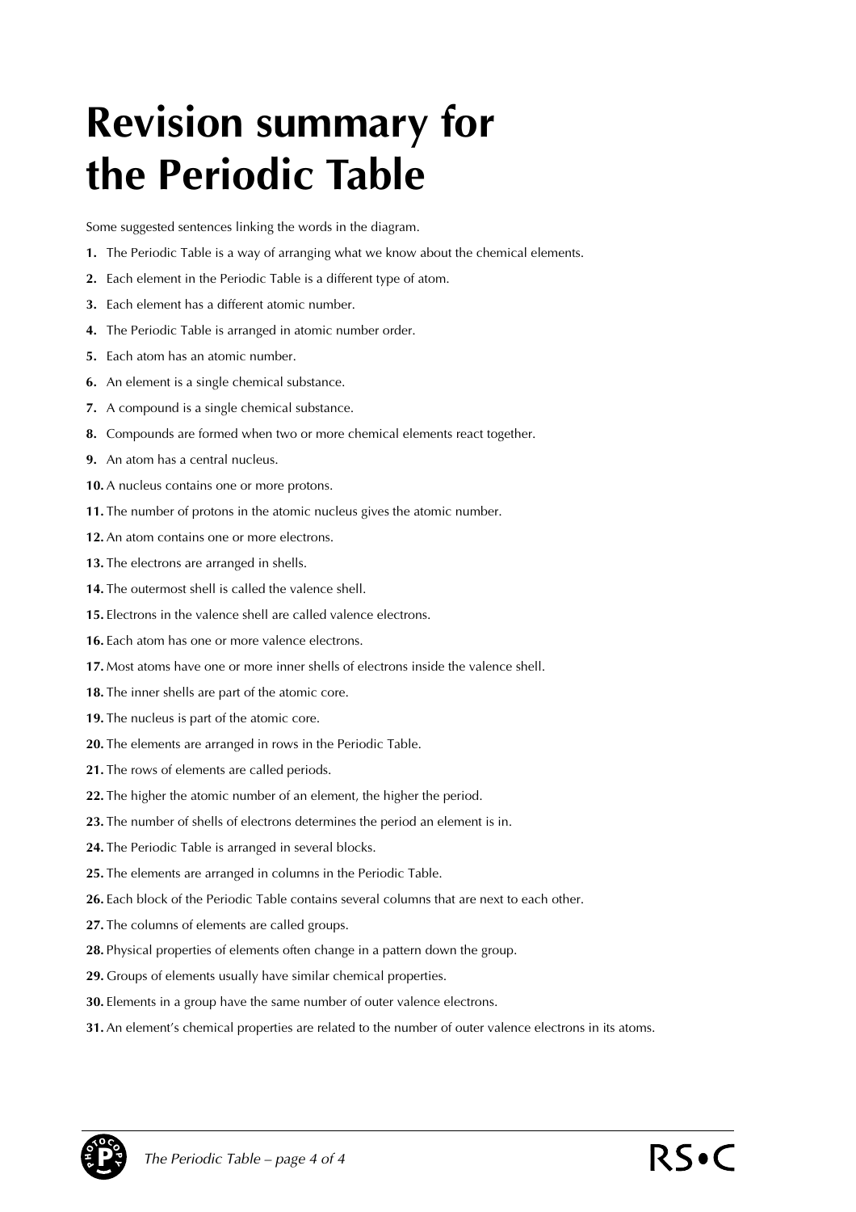# Revision summary for the Periodic Table

Some suggested sentences linking the words in the diagram.

1. The Periodic Table is a way of arranging what we know about the chemical elements.
2. Each element in the Periodic Table is a different type of atom.
3. Each element has a different atomic number.
4. The Periodic Table is arranged in atomic number order.
5. Each atom has an atomic number.
6. An element is a single chemical substance.
7. A compound is a single chemical substance.
8. Compounds are formed when two or more chemical elements react together.
9. An atom has a central nucleus.
10. A nucleus contains one or more protons.
11. The number of protons in the atomic nucleus gives the atomic number.
12. An atom contains one or more electrons.
13. The electrons are arranged in shells.
14. The outermost shell is called the valence shell.
15. Electrons in the valence shell are called valence electrons.
16. Each atom has one or more valence electrons.
17. Most atoms have one or more inner shells of electrons inside the valence shell.
18. The inner shells are part of the atomic core.
19. The nucleus is part of the atomic core.
20. The elements are arranged in rows in the Periodic Table.
21. The rows of elements are called periods.
22. The higher the atomic number of an element, the higher the period.
23. The number of shells of electrons determines the period an element is in.
24. The Periodic Table is arranged in several blocks.
25. The elements are arranged in columns in the Periodic Table.
26. Each block of the Periodic Table contains several columns that are next to each other.
27. The columns of elements are called groups.
28. Physical properties of elements often change in a pattern down the group.
29. Groups of elements usually have similar chemical properties.
30. Elements in a group have the same number of outer valence electrons.
31. An element's chemical properties are related to the number of outer valence electrons in its atoms.